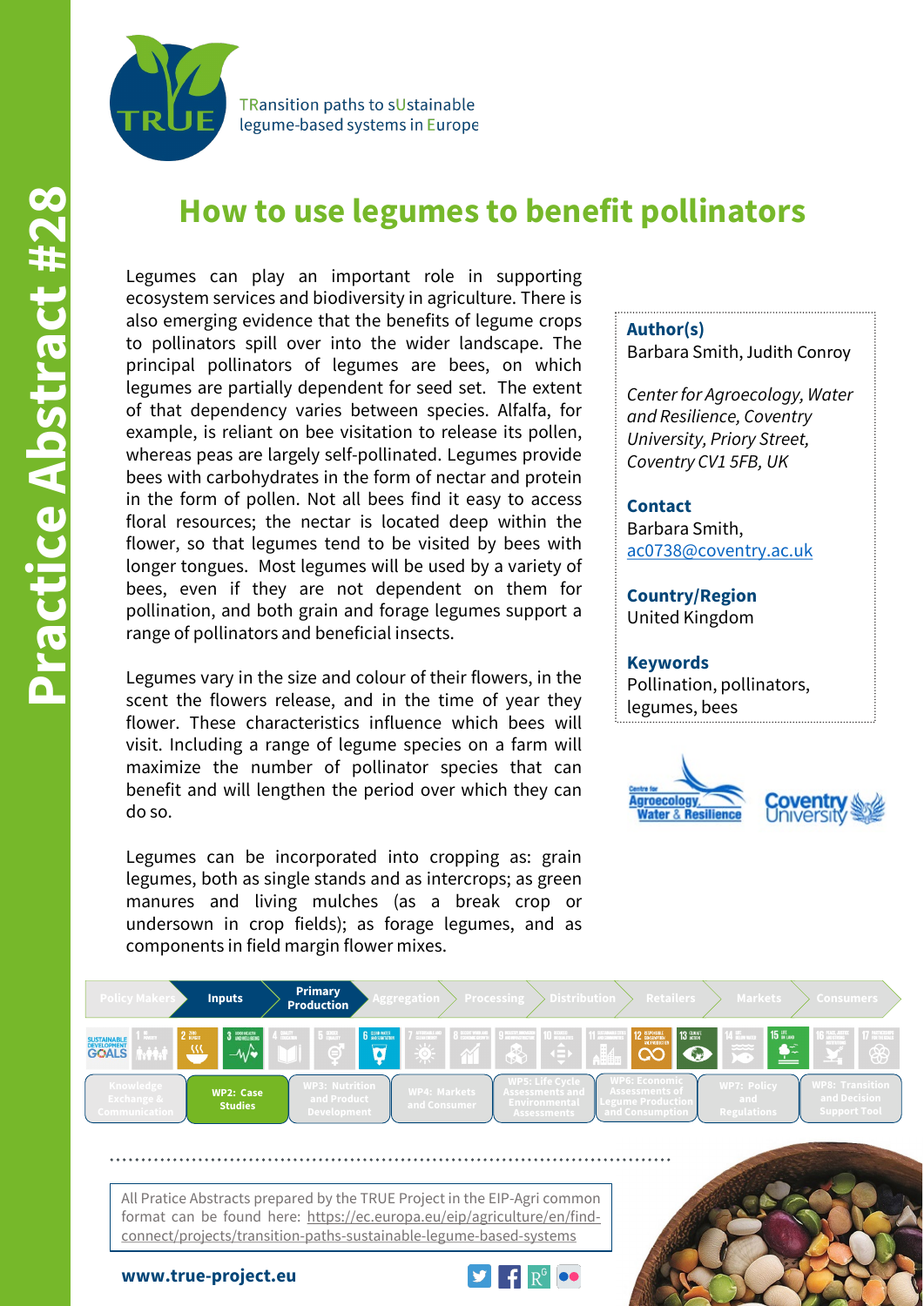Practice Abstract #28

TRansition paths to sUstainable legume-based systems in Europe

# How to use legumes to benefit pollinators

Legumes can play an important role in supporting ecosystem services and biodiversity in agriculture. There is also emerging evidence that the benefits of legume crops to pollinators spill over into the wider landscape. The principal pollinators of legumes are bees, on which legumes are partially dependent for seed set. The extent of that dependency varies between species. Alfalfa, for example, is reliant on bee visitation to release its pollen, whereas peas are largely self-pollinated. Legumes provide bees with carbohydrates in the form of nectar and protein in the form of pollen. Not all bees find it easy to access floral resources; the nectar is located deep within the flower, so that legumes tend to be visited by bees with longer tongues. Most legumes will be used by a variety of bees, even if they are not dependent on them for pollination, and both grain and forage legumes support a range of pollinators and beneficial insects.

Legumes vary in the size and colour of their flowers, in the scent the flowers release, and in the time of year they flower. These characteristics influence which bees will visit. Including a range of legume species on a farm will maximize the number of pollinator species that can benefit and will lengthen the period over which they can do so.

Legumes can be incorporated into cropping as: grain legumes, both as single stands and as intercrops; as green manures and living mulches (as a break crop or undersown in crop fields); as forage legumes, and as components in field margin flower mixes.

**Author(s)**
Barbara Smith, Judith Conroy

*Center for Agroecology, Water and Resilience, Coventry University, Priory Street, Coventry CV1 5FB, UK*

**Contact**
Barbara Smith, ac0738@coventry.ac.uk

**Country/Region**
United Kingdom

**Keywords**
Pollination, pollinators, legumes, bees

Policy Makers | **Inputs** | **Primary Production** | Aggregation | Processing | Distribution | Retailers | Markets | Consumers

Knowledge Exchange & Communication | **WP2: Case Studies** | WP3: Nutrition and Product Development | WP4: Markets and Consumer | WP5: Life Cycle Assessments and Environmental Assessments | WP6: Economic Assessments of Legume Production and Consumption | WP7: Policy and Regulations | WP8: Transition and Decision Support Tool

All Pratice Abstracts prepared by the TRUE Project in the EIP-Agri common format can be found here: https://ec.europa.eu/eip/agriculture/en/find-connect/projects/transition-paths-sustainable-legume-based-systems

**www.true-project.eu**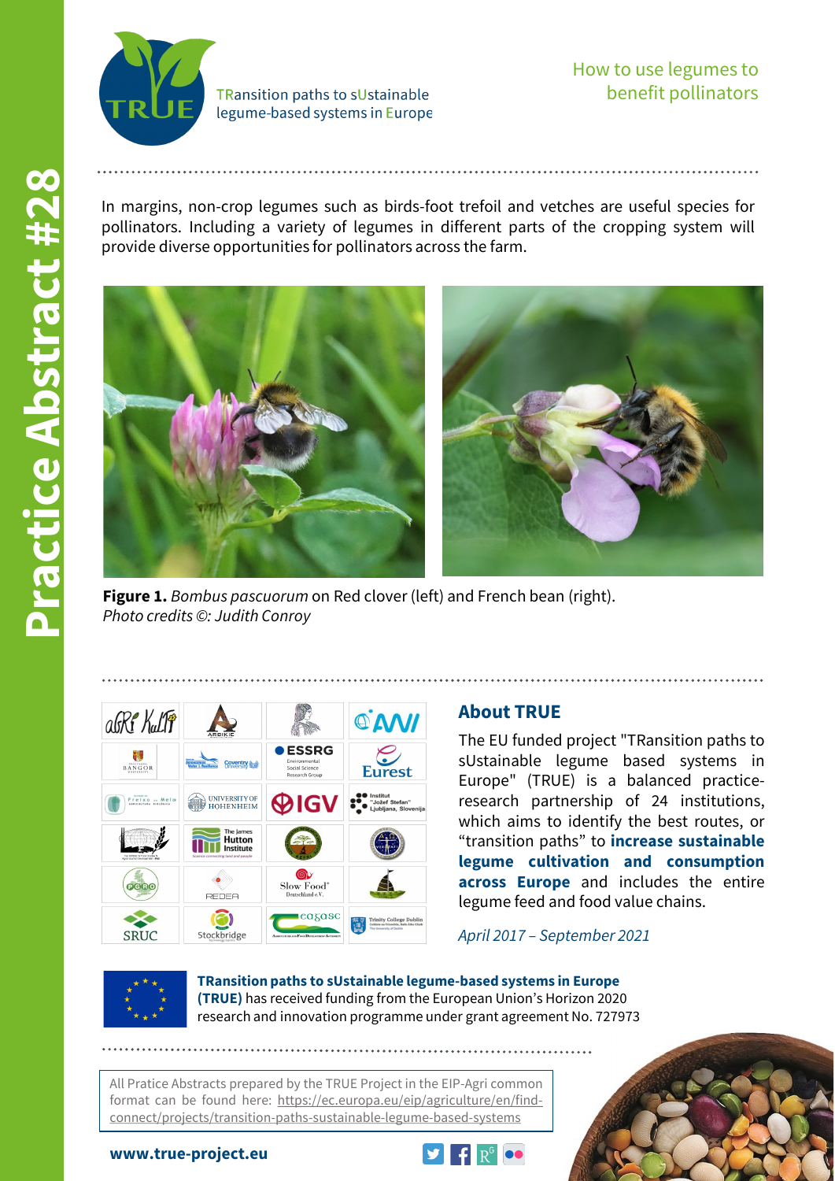In margins, non-crop legumes such as birds-foot trefoil and vetches are useful species for pollinators. Including a variety of legumes in different parts of the cropping system will provide diverse opportunities for pollinators across the farm.

**Figure 1.** *Bombus pascuorum* on Red clover (left) and French bean (right).
*Photo credits ©: Judith Conroy*

## About TRUE

The EU funded project "TRansition paths to sUstainable legume based systems in Europe" (TRUE) is a balanced practice-research partnership of 24 institutions, which aims to identify the best routes, or "transition paths" to **increase sustainable legume cultivation and consumption across Europe** and includes the entire legume feed and food value chains.

*April 2017 – September 2021*

**TRansition paths to sUstainable legume-based systems in Europe (TRUE)** has received funding from the European Union's Horizon 2020 research and innovation programme under grant agreement No. 727973

All Pratice Abstracts prepared by the TRUE Project in the EIP-Agri common format can be found here: https://ec.europa.eu/eip/agriculture/en/find-connect/projects/transition-paths-sustainable-legume-based-systems

**www.true-project.eu**